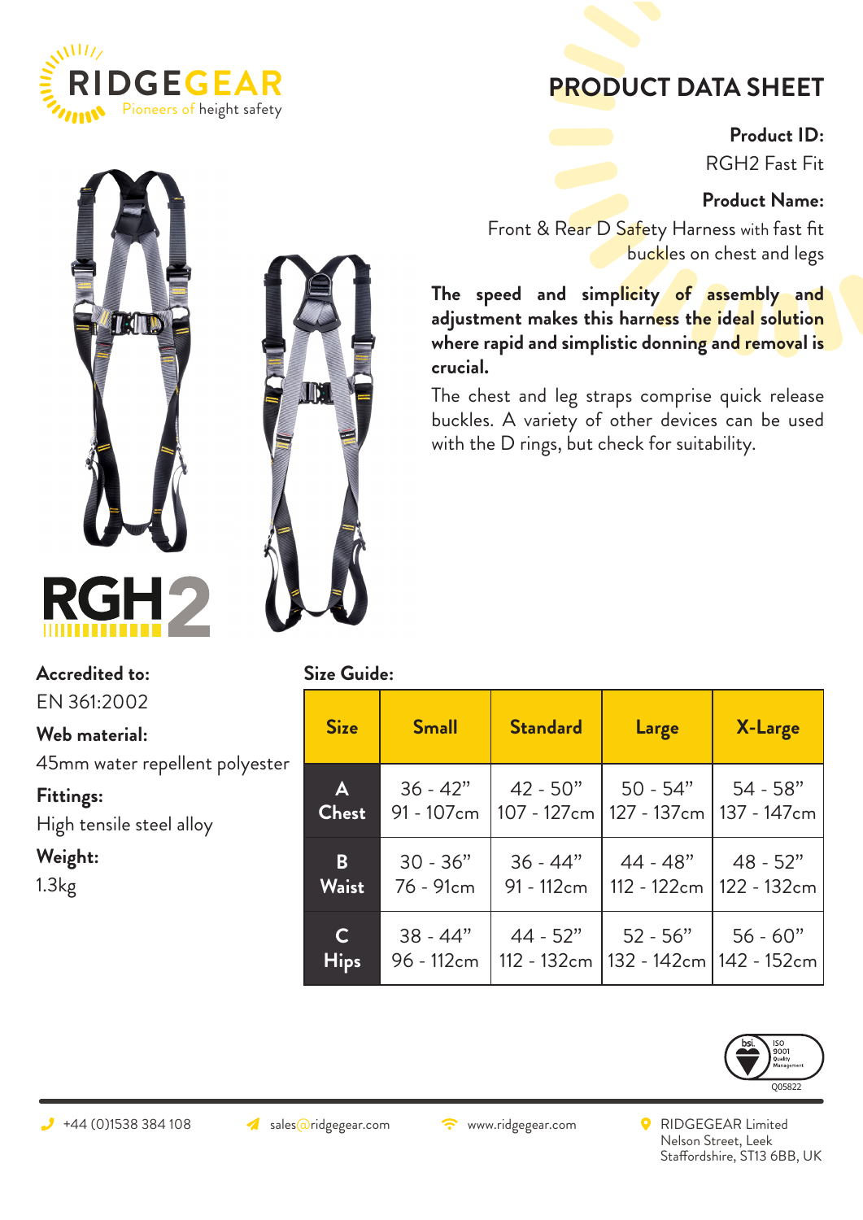RIDGEGEAR
Pioneers of height safety

# PRODUCT DATA SHEET

**Product ID:**
RGH2 Fast Fit

**Product Name:**
Front & Rear D Safety Harness with fast fit buckles on chest and legs

**The speed and simplicity of assembly and adjustment makes this harness the ideal solution where rapid and simplistic donning and removal is crucial.**

The chest and leg straps comprise quick release buckles. A variety of other devices can be used with the D rings, but check for suitability.

RGH2

**Accredited to:**
EN 361:2002

**Web material:**
45mm water repellent polyester

**Fittings:**
High tensile steel alloy

**Weight:**
1.3kg

**Size Guide:**

| Size | Small | Standard | Large | X-Large |
|---|---|---|---|---|
| A Chest | 36 - 42" 91 - 107cm | 42 - 50" 107 - 127cm | 50 - 54" 127 - 137cm | 54 - 58" 137 - 147cm |
| B Waist | 30 - 36" 76 - 91cm | 36 - 44" 91 - 112cm | 44 - 48" 112 - 122cm | 48 - 52" 122 - 132cm |
| C Hips | 38 - 44" 96 - 112cm | 44 - 52" 112 - 132cm | 52 - 56" 132 - 142cm | 56 - 60" 142 - 152cm |

bsi. ISO 9001 Quality Management Q05822

+44 (0)1538 384 108 | sales@ridgegear.com | www.ridgegear.com | RIDGEGEAR Limited, Nelson Street, Leek, Staffordshire, ST13 6BB, UK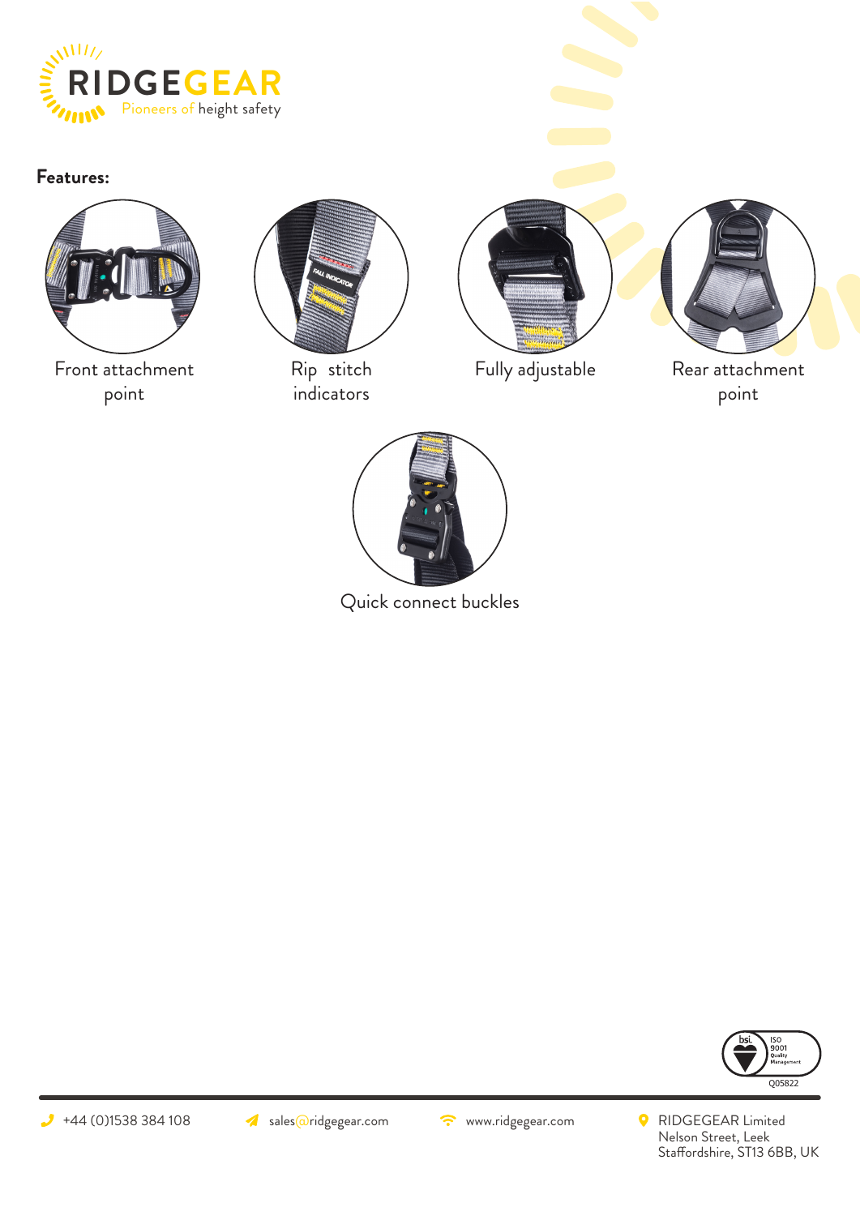**Features:**

Front attachment point

Rip stitch indicators

Fully adjustable

Rear attachment point

Quick connect buckles

+44 (0)1538 384 108

sales@ridgegear.com

www.ridgegear.com

RIDGEGEAR Limited
Nelson Street, Leek
Staffordshire, ST13 6BB, UK